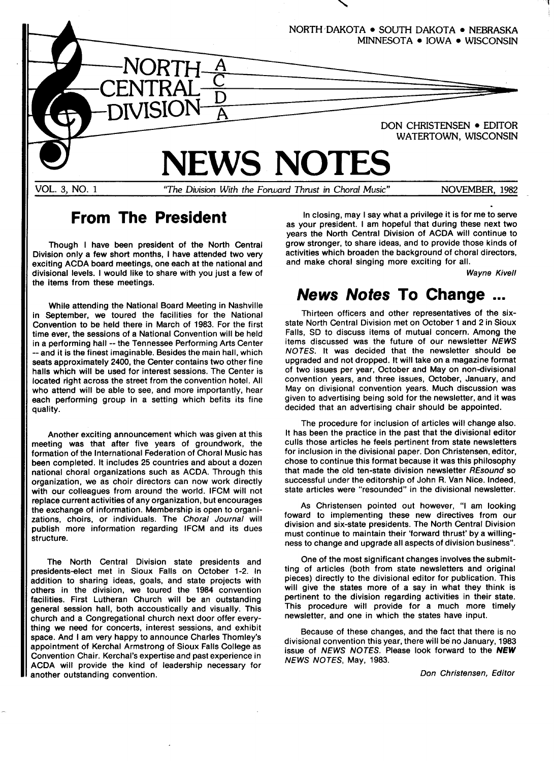NORTH DAKOTA • SOUTH DAKOTA • NEBRASKA
MINNESOTA • IOWA • WISCONSIN

NORTH CENTRAL DIVISION ACDA

DON CHRISTENSEN • EDITOR
WATERTOWN, WISCONSIN

# NEWS NOTES

VOL. 3, NO. 1 — *"The Division With the Forward Thrust in Choral Music"* — NOVEMBER, 1982

## From The President

Though I have been president of the North Central Division only a few short months, I have attended two very exciting ACDA board meetings, one each at the national and divisional levels. I would like to share with you just a few of the items from these meetings.

While attending the National Board Meeting in Nashville in September, we toured the facilities for the National Convention to be held there in March of 1983. For the first time ever, the sessions of a National Convention will be held in a performing hall -- the Tennessee Performing Arts Center -- and it is the finest imaginable. Besides the main hall, which seats approximately 2400, the Center contains two other fine halls which will be used for interest sessions. The Center is located right across the street from the convention hotel. All who attend will be able to see, and more importantly, hear each performing group in a setting which befits its fine quality.

Another exciting announcement which was given at this meeting was that after five years of groundwork, the formation of the International Federation of Choral Music has been completed. It includes 25 countries and about a dozen national choral organizations such as ACDA. Through this organization, we as choir directors can now work directly with our colleagues from around the world. IFCM will not replace current activities of any organization, but encourages the exchange of information. Membership is open to organizations, choirs, or individuals. The *Choral Journal* will publish more information regarding IFCM and its dues structure.

The North Central Division state presidents and presidents-elect met in Sioux Falls on October 1-2. In addition to sharing ideas, goals, and state projects with others in the division, we toured the 1984 convention facilities. First Lutheran Church will be an outstanding general session hall, both accoustically and visually. This church and a Congregational church next door offer everything we need for concerts, interest sessions, and exhibit space. And I am very happy to announce Charles Thomley's appointment of Kerchal Armstrong of Sioux Falls College as Convention Chair. Kerchal's expertise and past experience in ACDA will provide the kind of leadership necessary for another outstanding convention.

In closing, may I say what a privilege it is for me to serve as your president. I am hopeful that during these next two years the North Central Division of ACDA will continue to grow stronger, to share ideas, and to provide those kinds of activities which broaden the background of choral directors, and make choral singing more exciting for all.

*Wayne Kivell*

## *News Notes* To Change ...

Thirteen officers and other representatives of the six-state North Central Division met on October 1 and 2 in Sioux Falls, SD to discuss items of mutual concern. Among the items discussed was the future of our newsletter *NEWS NOTES*. It was decided that the newsletter should be upgraded and not dropped. It will take on a magazine format of two issues per year, October and May on non-divisional convention years, and three issues, October, January, and May on divisional convention years. Much discussion was given to advertising being sold for the newsletter, and it was decided that an advertising chair should be appointed.

The procedure for inclusion of articles will change also. It has been the practice in the past that the divisional editor culls those articles he feels pertinent from state newsletters for inclusion in the divisional paper. Don Christensen, editor, chose to continue this format because it was this philosophy that made the old ten-state division newsletter *REsound* so successful under the editorship of John R. Van Nice. Indeed, state articles were "resounded" in the divisional newsletter.

As Christensen pointed out however, "I am looking foward to implementing these new directives from our division and six-state presidents. The North Central Division must continue to maintain their 'forward thrust' by a willingness to change and upgrade all aspects of division business".

One of the most significant changes involves the submitting of articles (both from state newsletters and original pieces) directly to the divisional editor for publication. This will give the states more of a say in what they think is pertinent to the division regarding activities in their state. This procedure will provide for a much more timely newsletter, and one in which the states have input.

Because of these changes, and the fact that there is no divisional convention this year, there will be no January, 1983 issue of *NEWS NOTES*. Please look forward to the ***NEW*** *NEWS NOTES*, May, 1983.

*Don Christensen, Editor*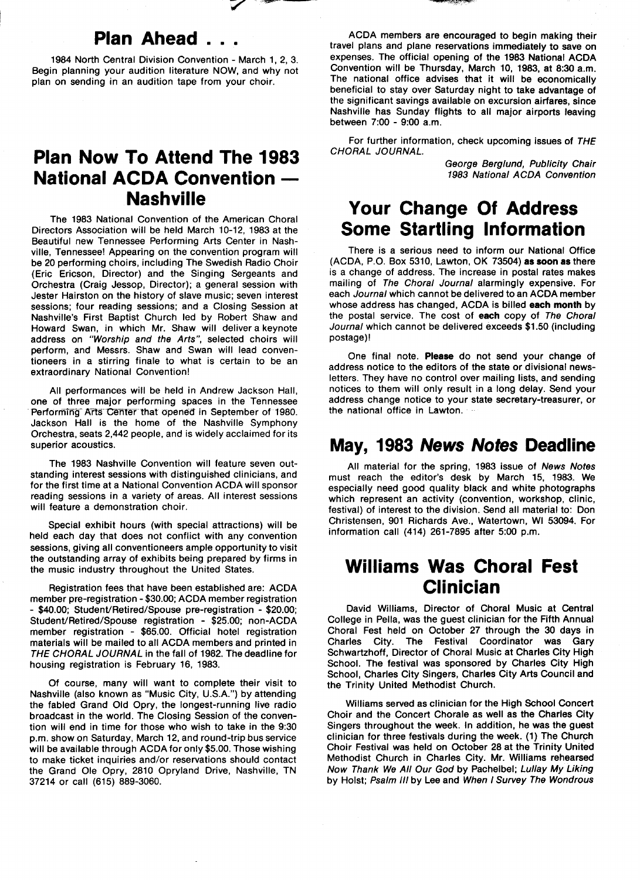## Plan Ahead . . .

1984 North Central Division Convention - March 1, 2, 3. Begin planning your audition literature NOW, and why not plan on sending in an audition tape from your choir.

## Plan Now To Attend The 1983 National ACDA Convention — Nashville

The 1983 National Convention of the American Choral Directors Association will be held March 10-12, 1983 at the Beautiful new Tennessee Performing Arts Center in Nashville, Tennessee! Appearing on the convention program will be 20 performing choirs, including The Swedish Radio Choir (Eric Ericson, Director) and the Singing Sergeants and Orchestra (Craig Jessop, Director); a general session with Jester Hairston on the history of slave music; seven interest sessions; four reading sessions; and a Closing Session at Nashville's First Baptist Church led by Robert Shaw and Howard Swan, in which Mr. Shaw will deliver a keynote address on *"Worship and the Arts"*, selected choirs will perform, and Messrs. Shaw and Swan will lead conventioneers in a stirring finale to what is certain to be an extraordinary National Convention!

All performances will be held in Andrew Jackson Hall, one of three major performing spaces in the Tennessee Performing Arts Center that opened in September of 1980. Jackson Hall is the home of the Nashville Symphony Orchestra, seats 2,442 people, and is widely acclaimed for its superior acoustics.

The 1983 Nashville Convention will feature seven outstanding interest sessions with distinguished clinicians, and for the first time at a National Convention ACDA will sponsor reading sessions in a variety of areas. All interest sessions will feature a demonstration choir.

Special exhibit hours (with special attractions) will be held each day that does not conflict with any convention sessions, giving all conventioneers ample opportunity to visit the outstanding array of exhibits being prepared by firms in the music industry throughout the United States.

Registration fees that have been established are: ACDA member pre-registration - $30.00; ACDA member registration - $40.00; Student/Retired/Spouse pre-registration - $20.00; Student/Retired/Spouse registration - $25.00; non-ACDA member registration - $65.00. Official hotel registration materials will be mailed to all ACDA members and printed in *THE CHORAL JOURNAL* in the fall of 1982. The deadline for housing registration is February 16, 1983.

Of course, many will want to complete their visit to Nashville (also known as "Music City, U.S.A.") by attending the fabled Grand Old Opry, the longest-running live radio broadcast in the world. The Closing Session of the convention will end in time for those who wish to take in the 9:30 p.m. show on Saturday, March 12, and round-trip bus service will be available through ACDA for only $5.00. Those wishing to make ticket inquiries and/or reservations should contact the Grand Ole Opry, 2810 Opryland Drive, Nashville, TN 37214 or call (615) 889-3060.

ACDA members are encouraged to begin making their travel plans and plane reservations immediately to save on expenses. The official opening of the 1983 National ACDA Convention will be Thursday, March 10, 1983, at 8:30 a.m. The national office advises that it will be economically beneficial to stay over Saturday night to take advantage of the significant savings available on excursion airfares, since Nashville has Sunday flights to all major airports leaving between 7:00 - 9:00 a.m.

For further information, check upcoming issues of *THE CHORAL JOURNAL*.

*George Berglund, Publicity Chair*
*1983 National ACDA Convention*

## Your Change Of Address Some Startling Information

There is a serious need to inform our National Office (ACDA, P.O. Box 5310, Lawton, OK 73504) **as soon as** there is a change of address. The increase in postal rates makes mailing of *The Choral Journal* alarmingly expensive. For each *Journal* which cannot be delivered to an ACDA member whose address has changed, ACDA is billed **each month** by the postal service. The cost of **each** copy of *The Choral Journal* which cannot be delivered exceeds $1.50 (including postage)!

One final note. **Please** do not send your change of address notice to the editors of the state or divisional newsletters. They have no control over mailing lists, and sending notices to them will only result in a long delay. Send your address change notice to your state secretary-treasurer, or the national office in Lawton.

## May, 1983 *News Notes* Deadline

All material for the spring, 1983 issue of *News Notes* must reach the editor's desk by March 15, 1983. We especially need good quality black and white photographs which represent an activity (convention, workshop, clinic, festival) of interest to the division. Send all material to: Don Christensen, 901 Richards Ave., Watertown, WI 53094. For information call (414) 261-7895 after 5:00 p.m.

## Williams Was Choral Fest Clinician

David Williams, Director of Choral Music at Central College in Pella, was the guest clinician for the Fifth Annual Choral Fest held on October 27 through the 30 days in Charles City. The Festival Coordinator was Gary Schwartzhoff, Director of Choral Music at Charles City High School. The festival was sponsored by Charles City High School, Charles City Singers, Charles City Arts Council and the Trinity United Methodist Church.

Williams served as clinician for the High School Concert Choir and the Concert Chorale as well as the Charles City Singers throughout the week. In addition, he was the guest clinician for three festivals during the week. (1) The Church Choir Festival was held on October 28 at the Trinity United Methodist Church in Charles City. Mr. Williams rehearsed *Now Thank We All Our God* by Pachelbel; *Lullay My Liking* by Holst; *Psalm III* by Lee and *When I Survey The Wondrous*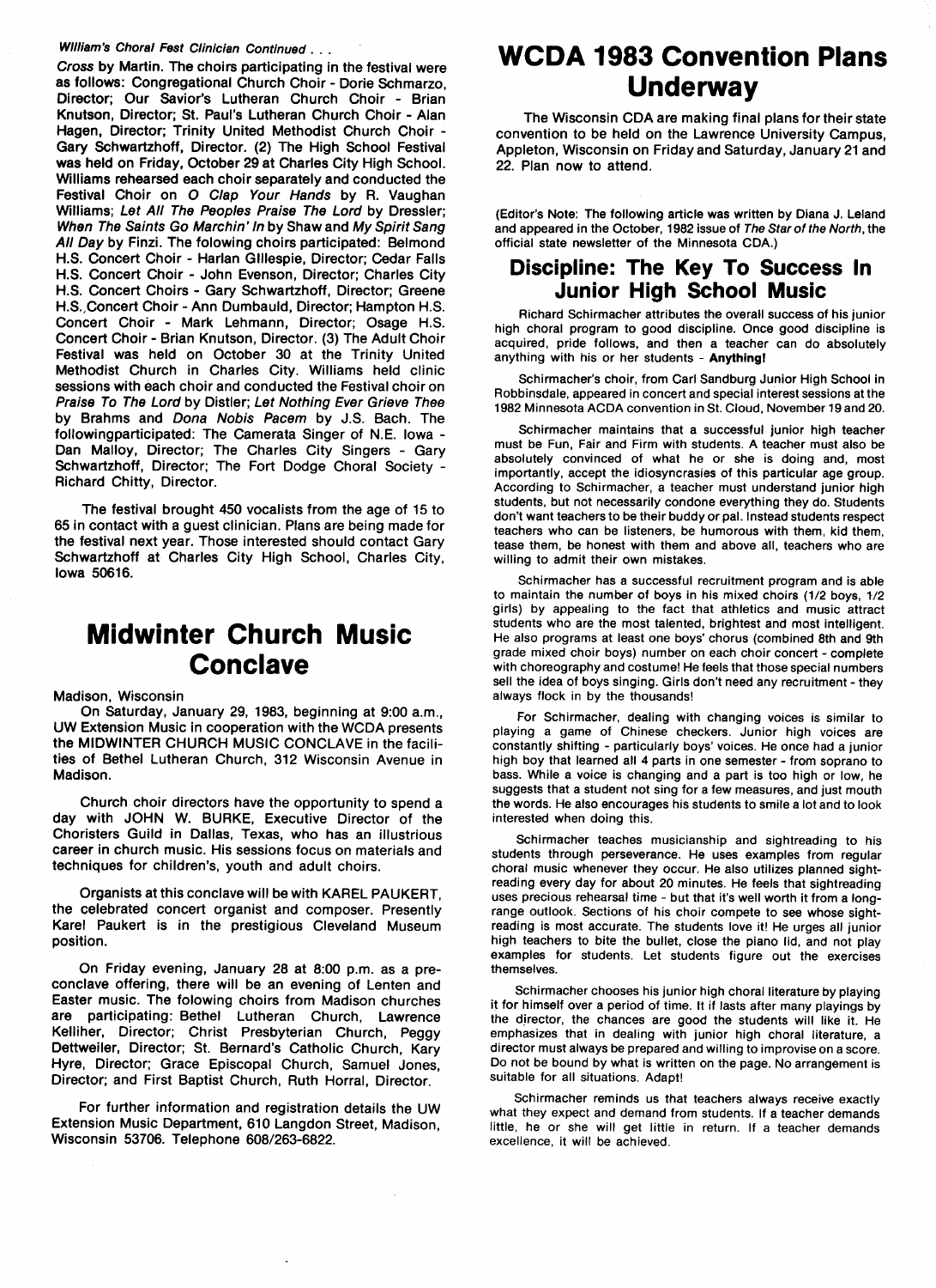*William's Choral Fest Clinician Continued . . .*

*Cross* by Martin. The choirs participating in the festival were as follows: Congregational Church Choir - Dorie Schmarzo, Director; Our Savior's Lutheran Church Choir - Brian Knutson, Director; St. Paul's Lutheran Church Choir - Alan Hagen, Director; Trinity United Methodist Church Choir - Gary Schwartzhoff, Director. (2) The High School Festival was held on Friday, October 29 at Charles City High School. Williams rehearsed each choir separately and conducted the Festival Choir on *O Clap Your Hands* by R. Vaughan Williams; *Let All The Peoples Praise The Lord* by Dressler; *When The Saints Go Marchin' In* by Shaw and *My Spirit Sang All Day* by Finzi. The folowing choirs participated: Belmond H.S. Concert Choir - Harlan Gillespie, Director; Cedar Falls H.S. Concert Choir - John Evenson, Director; Charles City H.S. Concert Choirs - Gary Schwartzhoff, Director; Greene H.S. Concert Choir - Ann Dumbauld, Director; Hampton H.S. Concert Choir - Mark Lehmann, Director; Osage H.S. Concert Choir - Brian Knutson, Director. (3) The Adult Choir Festival was held on October 30 at the Trinity United Methodist Church in Charles City. Williams held clinic sessions with each choir and conducted the Festival choir on *Praise To The Lord* by Distler; *Let Nothing Ever Grieve Thee* by Brahms and *Dona Nobis Pacem* by J.S. Bach. The followingparticipated: The Camerata Singer of N.E. Iowa - Dan Malloy, Director; The Charles City Singers - Gary Schwartzhoff, Director; The Fort Dodge Choral Society - Richard Chitty, Director.

The festival brought 450 vocalists from the age of 15 to 65 in contact with a guest clinician. Plans are being made for the festival next year. Those interested should contact Gary Schwartzhoff at Charles City High School, Charles City, Iowa 50616.

# Midwinter Church Music Conclave

Madison, Wisconsin

On Saturday, January 29, 1983, beginning at 9:00 a.m., UW Extension Music in cooperation with the WCDA presents the MIDWINTER CHURCH MUSIC CONCLAVE in the facilities of Bethel Lutheran Church, 312 Wisconsin Avenue in Madison.

Church choir directors have the opportunity to spend a day with JOHN W. BURKE, Executive Director of the Choristers Guild in Dallas, Texas, who has an illustrious career in church music. His sessions focus on materials and techniques for children's, youth and adult choirs.

Organists at this conclave will be with KAREL PAUKERT, the celebrated concert organist and composer. Presently Karel Paukert is in the prestigious Cleveland Museum position.

On Friday evening, January 28 at 8:00 p.m. as a pre-conclave offering, there will be an evening of Lenten and Easter music. The folowing choirs from Madison churches are participating: Bethel Lutheran Church, Lawrence Kelliher, Director; Christ Presbyterian Church, Peggy Dettweiler, Director; St. Bernard's Catholic Church, Kary Hyre, Director; Grace Episcopal Church, Samuel Jones, Director; and First Baptist Church, Ruth Horral, Director.

For further information and registration details the UW Extension Music Department, 610 Langdon Street, Madison, Wisconsin 53706. Telephone 608/263-6822.

# WCDA 1983 Convention Plans Underway

The Wisconsin CDA are making final plans for their state convention to be held on the Lawrence University Campus, Appleton, Wisconsin on Friday and Saturday, January 21 and 22. Plan now to attend.

(Editor's Note: The following article was written by Diana J. Leland and appeared in the October, 1982 issue of *The Star of the North*, the official state newsletter of the Minnesota CDA.)

## Discipline: The Key To Success In Junior High School Music

Richard Schirmacher attributes the overall success of his junior high choral program to good discipline. Once good discipline is acquired, pride follows, and then a teacher can do absolutely anything with his or her students - **Anything!**

Schirmacher's choir, from Carl Sandburg Junior High School in Robbinsdale, appeared in concert and special interest sessions at the 1982 Minnesota ACDA convention in St. Cloud, November 19 and 20.

Schirmacher maintains that a successful junior high teacher must be Fun, Fair and Firm with students. A teacher must also be absolutely convinced of what he or she is doing and, most importantly, accept the idiosyncrasies of this particular age group. According to Schirmacher, a teacher must understand junior high students, but not necessarily condone everything they do. Students don't want teachers to be their buddy or pal. Instead students respect teachers who can be listeners, be humorous with them, kid them, tease them, be honest with them and above all, teachers who are willing to admit their own mistakes.

Schirmacher has a successful recruitment program and is able to maintain the number of boys in his mixed choirs (1/2 boys, 1/2 girls) by appealing to the fact that athletics and music attract students who are the most talented, brightest and most intelligent. He also programs at least one boys' chorus (combined 8th and 9th grade mixed choir boys) number on each choir concert - complete with choreography and costume! He feels that those special numbers sell the idea of boys singing. Girls don't need any recruitment - they always flock in by the thousands!

For Schirmacher, dealing with changing voices is similar to playing a game of Chinese checkers. Junior high voices are constantly shifting - particularly boys' voices. He once had a junior high boy that learned all 4 parts in one semester - from soprano to bass. While a voice is changing and a part is too high or low, he suggests that a student not sing for a few measures, and just mouth the words. He also encourages his students to smile a lot and to look interested when doing this.

Schirmacher teaches musicianship and sightreading to his students through perseverance. He uses examples from regular choral music whenever they occur. He also utilizes planned sight-reading every day for about 20 minutes. He feels that sightreading uses precious rehearsal time - but that it's well worth it from a long-range outlook. Sections of his choir compete to see whose sight-reading is most accurate. The students love it! He urges all junior high teachers to bite the bullet, close the piano lid, and not play examples for students. Let students figure out the exercises themselves.

Schirmacher chooses his junior high choral literature by playing it for himself over a period of time. It if lasts after many playings by the director, the chances are good the students will like it. He emphasizes that in dealing with junior high choral literature, a director must always be prepared and willing to improvise on a score. Do not be bound by what is written on the page. No arrangement is suitable for all situations. Adapt!

Schirmacher reminds us that teachers always receive exactly what they expect and demand from students. If a teacher demands little, he or she will get little in return. If a teacher demands excellence, it will be achieved.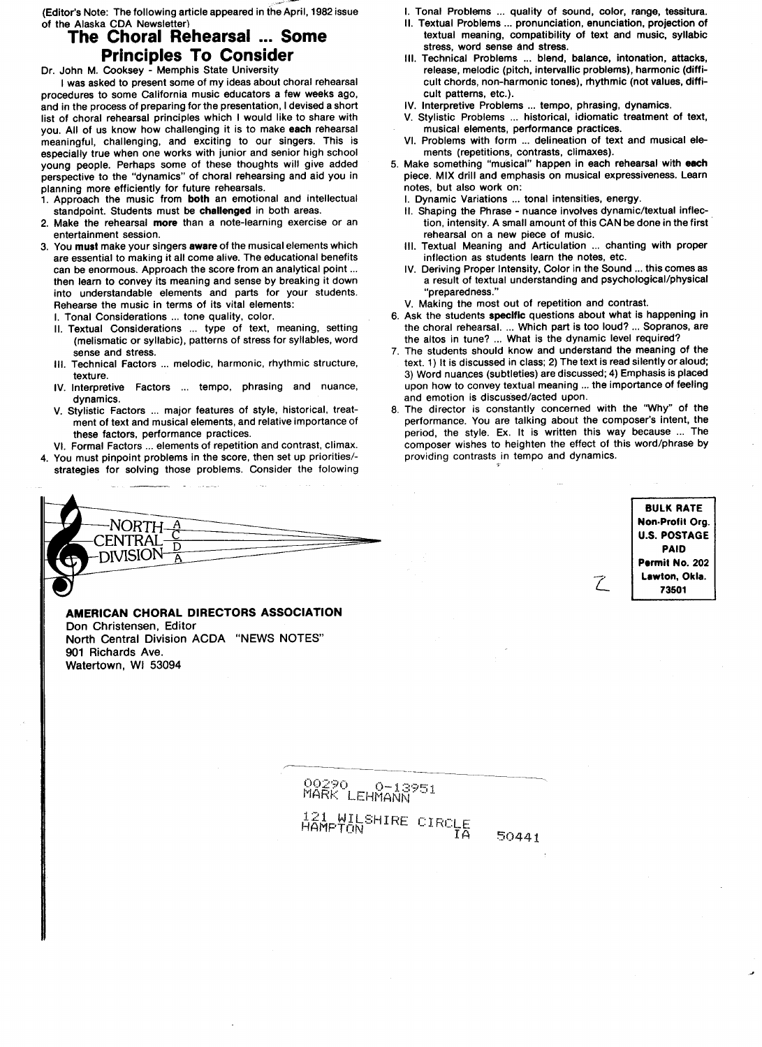(Editor's Note: The following article appeared in the April, 1982 issue of the Alaska CDA Newsletter)

# The Choral Rehearsal ... Some Principles To Consider

Dr. John M. Cooksey - Memphis State University

I was asked to present some of my ideas about choral rehearsal procedures to some California music educators a few weeks ago, and in the process of preparing for the presentation, I devised a short list of choral rehearsal principles which I would like to share with you. All of us know how challenging it is to make **each** rehearsal meaningful, challenging, and exciting to our singers. This is especially true when one works with junior and senior high school young people. Perhaps some of these thoughts will give added perspective to the "dynamics" of choral rehearsing and aid you in planning more efficiently for future rehearsals.

1. Approach the music from **both** an emotional and intellectual standpoint. Students must be **challenged** in both areas.
2. Make the rehearsal **more** than a note-learning exercise or an entertainment session.
3. You **must** make your singers **aware** of the musical elements which are essential to making it all come alive. The educational benefits can be enormous. Approach the score from an analytical point ... then learn to convey its meaning and sense by breaking it down into understandable elements and parts for your students. Rehearse the music in terms of its vital elements:
   - I. Tonal Considerations ... tone quality, color.
   - II. Textual Considerations ... type of text, meaning, setting (melismatic or syllabic), patterns of stress for syllables, word sense and stress.
   - III. Technical Factors ... melodic, harmonic, rhythmic structure, texture.
   - IV. Interpretive Factors ... tempo, phrasing and nuance, dynamics.
   - V. Stylistic Factors ... major features of style, historical, treatment of text and musical elements, and relative importance of these factors, performance practices.
   - VI. Formal Factors ... elements of repetition and contrast, climax.
4. You must pinpoint problems in the score, then set up priorities/strategies for solving those problems. Consider the folowing
   - I. Tonal Problems ... quality of sound, color, range, tessitura.
   - II. Textual Problems ... pronunciation, enunciation, projection of textual meaning, compatibility of text and music, syllabic stress, word sense and stress.
   - III. Technical Problems ... blend, balance, intonation, attacks, release, melodic (pitch, intervallic problems), harmonic (difficult chords, non-harmonic tones), rhythmic (not values, difficult patterns, etc.).
   - IV. Interpretive Problems ... tempo, phrasing, dynamics.
   - V. Stylistic Problems ... historical, idiomatic treatment of text, musical elements, performance practices.
   - VI. Problems with form ... delineation of text and musical elements (repetitions, contrasts, climaxes).
5. Make something "musical" happen in each rehearsal with **each** piece. MIX drill and emphasis on musical expressiveness. Learn notes, but also work on:
   - I. Dynamic Variations ... tonal intensities, energy.
   - II. Shaping the Phrase - nuance involves dynamic/textual inflection, intensity. A small amount of this CAN be done in the first rehearsal on a new piece of music.
   - III. Textual Meaning and Articulation ... chanting with proper inflection as students learn the notes, etc.
   - IV. Deriving Proper Intensity, Color in the Sound ... this comes as a result of textual understanding and psychological/physical "preparedness."
   - V. Making the most out of repetition and contrast.
6. Ask the students **specific** questions about what is happening in the choral rehearsal. ... Which part is too loud? ... Sopranos, are the altos in tune? ... What is the dynamic level required?
7. The students should know and understand the meaning of the text. 1) It is discussed in class; 2) The text is read silently or aloud; 3) Word nuances (subtleties) are discussed; 4) Emphasis is placed upon how to convey textual meaning ... the importance of feeling and emotion is discussed/acted upon.
8. The director is constantly concerned with the "Why" of the performance. You are talking about the composer's intent, the period, the style. Ex. It is written this way because ... The composer wishes to heighten the effect of this word/phrase by providing contrasts in tempo and dynamics.

NORTH CENTRAL DIVISION ACDA

**AMERICAN CHORAL DIRECTORS ASSOCIATION**
Don Christensen, Editor
North Central Division ACDA "NEWS NOTES"
901 Richards Ave.
Watertown, WI 53094

**BULK RATE**
**Non-Profit Org.**
**U.S. POSTAGE**
**PAID**
**Permit No. 202**
**Lawton, Okla.**
**73501**

00290 0-13951
MARK LEHMANN
121 WILSHIRE CIRCLE
HAMPTON IA 50441